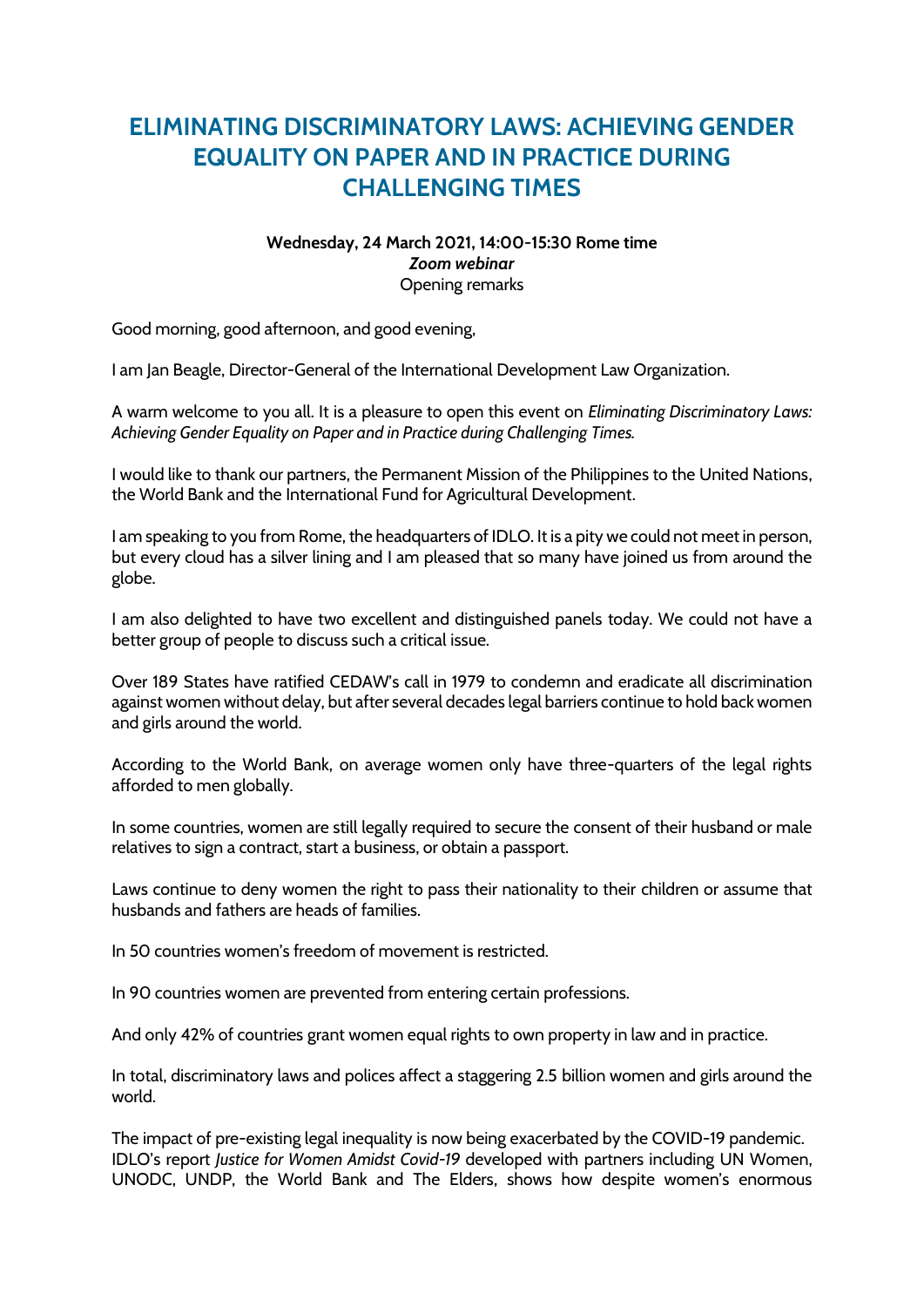# ELIMINATING DISCRIMINATORY LAWS: ACHIEVING GENDER EQUALITY ON PAPER AND IN PRACTICE DURING CHALLENGING TIMES

**Wednesday, 24 March 2021, 14:00-15:30 Rome time**
***Zoom webinar***
Opening remarks

Good morning, good afternoon, and good evening,

I am Jan Beagle, Director-General of the International Development Law Organization.

A warm welcome to you all. It is a pleasure to open this event on *Eliminating Discriminatory Laws: Achieving Gender Equality on Paper and in Practice during Challenging Times.*

I would like to thank our partners, the Permanent Mission of the Philippines to the United Nations, the World Bank and the International Fund for Agricultural Development.

I am speaking to you from Rome, the headquarters of IDLO. It is a pity we could not meet in person, but every cloud has a silver lining and I am pleased that so many have joined us from around the globe.

I am also delighted to have two excellent and distinguished panels today. We could not have a better group of people to discuss such a critical issue.

Over 189 States have ratified CEDAW's call in 1979 to condemn and eradicate all discrimination against women without delay, but after several decades legal barriers continue to hold back women and girls around the world.

According to the World Bank, on average women only have three-quarters of the legal rights afforded to men globally.

In some countries, women are still legally required to secure the consent of their husband or male relatives to sign a contract, start a business, or obtain a passport.

Laws continue to deny women the right to pass their nationality to their children or assume that husbands and fathers are heads of families.

In 50 countries women's freedom of movement is restricted.

In 90 countries women are prevented from entering certain professions.

And only 42% of countries grant women equal rights to own property in law and in practice.

In total, discriminatory laws and polices affect a staggering 2.5 billion women and girls around the world.

The impact of pre-existing legal inequality is now being exacerbated by the COVID-19 pandemic. IDLO's report *Justice for Women Amidst Covid-19* developed with partners including UN Women, UNODC, UNDP, the World Bank and The Elders, shows how despite women's enormous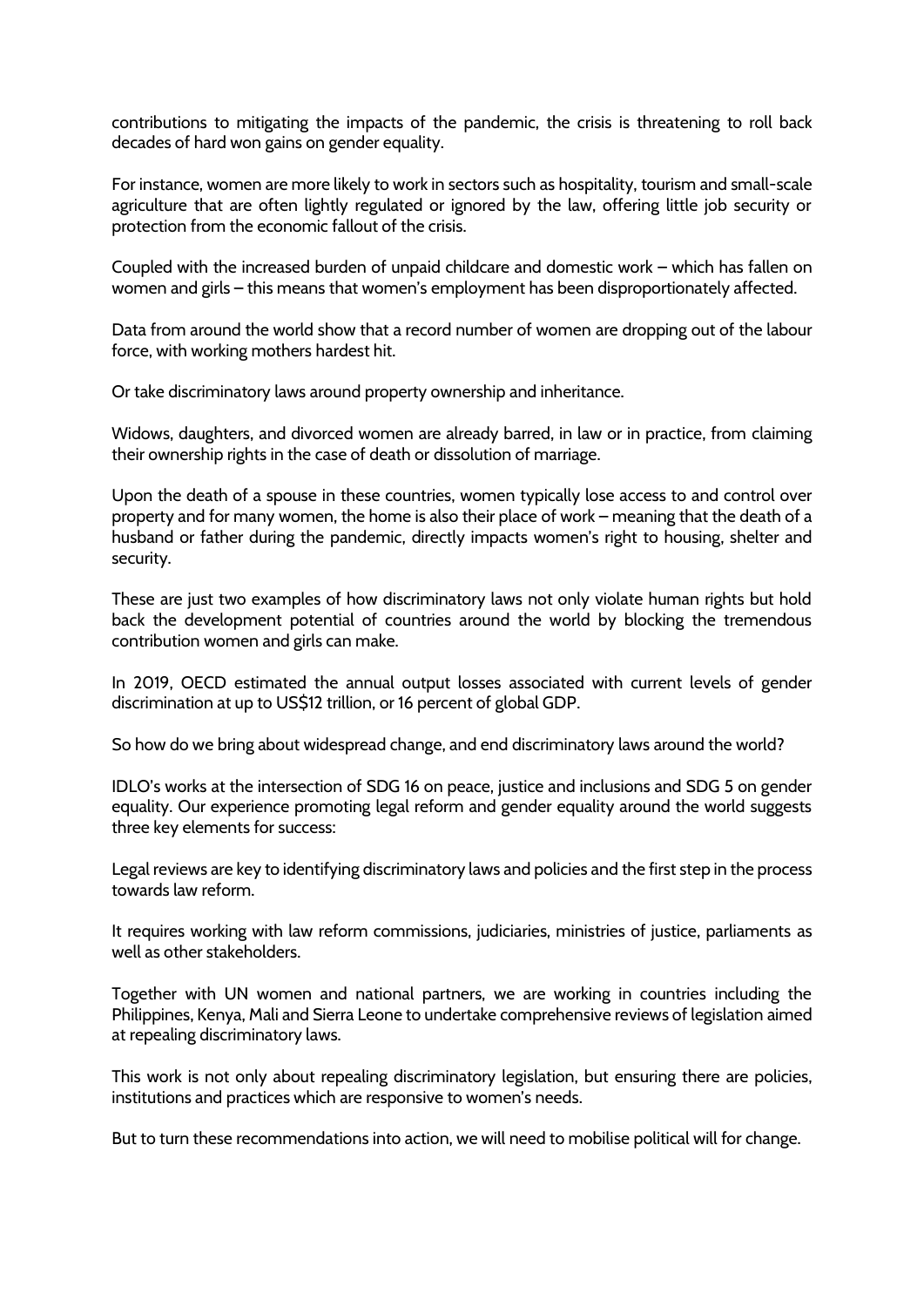contributions to mitigating the impacts of the pandemic, the crisis is threatening to roll back decades of hard won gains on gender equality.

For instance, women are more likely to work in sectors such as hospitality, tourism and small-scale agriculture that are often lightly regulated or ignored by the law, offering little job security or protection from the economic fallout of the crisis.

Coupled with the increased burden of unpaid childcare and domestic work – which has fallen on women and girls – this means that women's employment has been disproportionately affected.

Data from around the world show that a record number of women are dropping out of the labour force, with working mothers hardest hit.

Or take discriminatory laws around property ownership and inheritance.

Widows, daughters, and divorced women are already barred, in law or in practice, from claiming their ownership rights in the case of death or dissolution of marriage.

Upon the death of a spouse in these countries, women typically lose access to and control over property and for many women, the home is also their place of work – meaning that the death of a husband or father during the pandemic, directly impacts women's right to housing, shelter and security.

These are just two examples of how discriminatory laws not only violate human rights but hold back the development potential of countries around the world by blocking the tremendous contribution women and girls can make.

In 2019, OECD estimated the annual output losses associated with current levels of gender discrimination at up to US$12 trillion, or 16 percent of global GDP.

So how do we bring about widespread change, and end discriminatory laws around the world?

IDLO's works at the intersection of SDG 16 on peace, justice and inclusions and SDG 5 on gender equality. Our experience promoting legal reform and gender equality around the world suggests three key elements for success:

Legal reviews are key to identifying discriminatory laws and policies and the first step in the process towards law reform.

It requires working with law reform commissions, judiciaries, ministries of justice, parliaments as well as other stakeholders.

Together with UN women and national partners, we are working in countries including the Philippines, Kenya, Mali and Sierra Leone to undertake comprehensive reviews of legislation aimed at repealing discriminatory laws.

This work is not only about repealing discriminatory legislation, but ensuring there are policies, institutions and practices which are responsive to women's needs.

But to turn these recommendations into action, we will need to mobilise political will for change.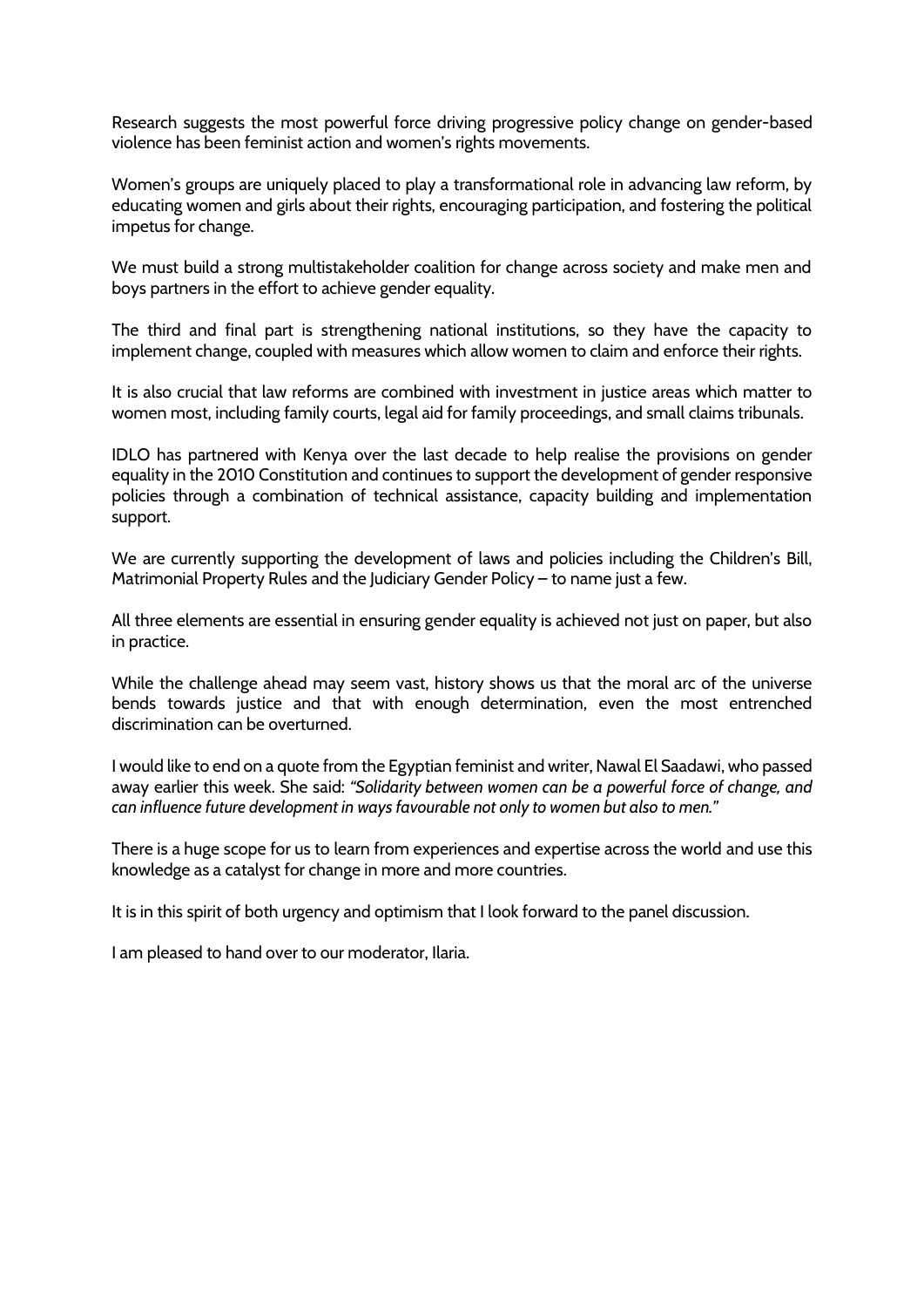Research suggests the most powerful force driving progressive policy change on gender-based violence has been feminist action and women's rights movements.

Women's groups are uniquely placed to play a transformational role in advancing law reform, by educating women and girls about their rights, encouraging participation, and fostering the political impetus for change.

We must build a strong multistakeholder coalition for change across society and make men and boys partners in the effort to achieve gender equality.

The third and final part is strengthening national institutions, so they have the capacity to implement change, coupled with measures which allow women to claim and enforce their rights.

It is also crucial that law reforms are combined with investment in justice areas which matter to women most, including family courts, legal aid for family proceedings, and small claims tribunals.

IDLO has partnered with Kenya over the last decade to help realise the provisions on gender equality in the 2010 Constitution and continues to support the development of gender responsive policies through a combination of technical assistance, capacity building and implementation support.

We are currently supporting the development of laws and policies including the Children's Bill, Matrimonial Property Rules and the Judiciary Gender Policy – to name just a few.

All three elements are essential in ensuring gender equality is achieved not just on paper, but also in practice.

While the challenge ahead may seem vast, history shows us that the moral arc of the universe bends towards justice and that with enough determination, even the most entrenched discrimination can be overturned.

I would like to end on a quote from the Egyptian feminist and writer, Nawal El Saadawi, who passed away earlier this week. She said: *"Solidarity between women can be a powerful force of change, and can influence future development in ways favourable not only to women but also to men."*

There is a huge scope for us to learn from experiences and expertise across the world and use this knowledge as a catalyst for change in more and more countries.

It is in this spirit of both urgency and optimism that I look forward to the panel discussion.

I am pleased to hand over to our moderator, Ilaria.